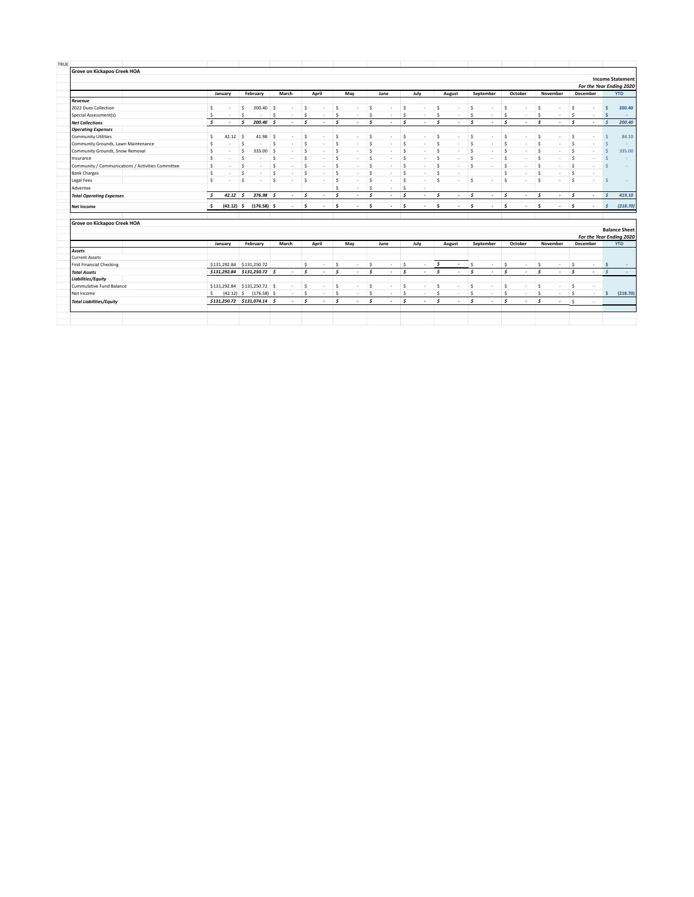TRUE

**Grove on Kickapoo Creek HOA**

**Income Statement**
*For the Year Ending 2020*

| | January | February | March | April | May | June | July | August | September | October | November | December | YTD |
|---|---|---|---|---|---|---|---|---|---|---|---|---|---|
| ***Revenue*** | | | | | | | | | | | | | |
| 2022 Dues Collection | $ - | $ 200.40 | $ - | $ - | $ - | $ - | $ - | $ - | $ - | $ - | $ - | $ - | $ 200.40 |
| Special Assessment(s) | $ - | $ - | $ - | $ - | $ - | $ - | $ - | $ - | $ - | $ - | $ - | $ - | $ - |
| ***Net Collections*** | *$ -* | *$ 200.40* | *$ -* | *$ -* | *$ -* | *$ -* | *$ -* | *$ -* | *$ -* | *$ -* | *$ -* | *$ -* | *$ 200.40* |
| ***Operating Expenses*** | | | | | | | | | | | | | |
| Community Utilities | $ 42.12 | $ 41.98 | $ - | $ - | $ - | $ - | $ - | $ - | $ - | $ - | $ - | $ - | $ 84.10 |
| Community Grounds, Lawn Maintenance | $ - | $ - | $ - | $ - | $ - | $ - | $ - | $ - | $ - | $ - | $ - | $ - | $ - |
| Community Grounds, Snow Removal | $ - | $ 335.00 | $ - | $ - | $ - | $ - | $ - | $ - | $ - | $ - | $ - | $ - | $ 335.00 |
| Insurance | $ - | $ - | $ - | $ - | $ - | $ - | $ - | $ - | $ - | $ - | $ - | $ - | $ - |
| Community / Communications / Activities Committee | $ - | $ - | $ - | $ - | $ - | $ - | $ - | $ - | $ - | $ - | $ - | $ - | $ - |
| Bank Charges | $ - | $ - | $ - | $ - | $ - | $ - | $ - | $ - | | $ - | $ - | $ - | |
| Legal Fees | $ - | $ - | $ - | $ - | $ - | $ - | $ - | $ - | $ - | $ - | $ - | $ - | $ - |
| Advertise | | | | | $ - | $ - | $ - | | | | | | |
| ***Total Operating Expenses*** | *$ 42.12* | *$ 376.98* | *$ -* | *$ -* | *$ -* | *$ -* | *$ -* | *$ -* | *$ -* | *$ -* | *$ -* | *$ -* | *$ 419.10* |
| **Net Income** | **$ (42.12)** | **$ (176.58)** | **$ -** | **$ -** | **$ -** | **$ -** | **$ -** | **$ -** | **$ -** | **$ -** | **$ -** | **$ -** | ***$ (218.70)*** |

**Grove on Kickapoo Creek HOA**

**Balance Sheet**
*For the Year Ending 2020*

| | January | February | March | April | May | June | July | August | September | October | November | December | YTD |
|---|---|---|---|---|---|---|---|---|---|---|---|---|---|
| ***Assets*** | | | | | | | | | | | | | |
| Current Assets | | | | | | | | | | | | | |
| First Financial Checking | $131,292.84 | $131,250.72 | | $ - | $ - | $ - | $ - | $ - | $ - | $ - | $ - | $ - | $ - |
| ***Total Assets*** | *$131,292.84* | *$131,250.72* | *$ -* | *$ -* | *$ -* | *$ -* | *$ -* | *$ -* | *$ -* | *$ -* | *$ -* | *$ -* | *$ -* |
| ***Liabilities/Equity*** | | | | | | | | | | | | | |
| Cummulative Fund Balance | $131,292.84 | $131,250.72 | $ - | $ - | $ - | $ - | $ - | $ - | $ - | $ - | $ - | $ - | |
| Net Income | $ (42.12) | $ (176.58) | $ - | $ - | $ - | $ - | $ - | $ - | $ - | $ - | $ - | $ - | $ (218.70) |
| ***Total Liabilities/Equity*** | *$131,250.72* | *$131,074.14* | *$ -* | *$ -* | *$ -* | *$ -* | *$ -* | *$ -* | *$ -* | *$ -* | *$ -* | $ - | |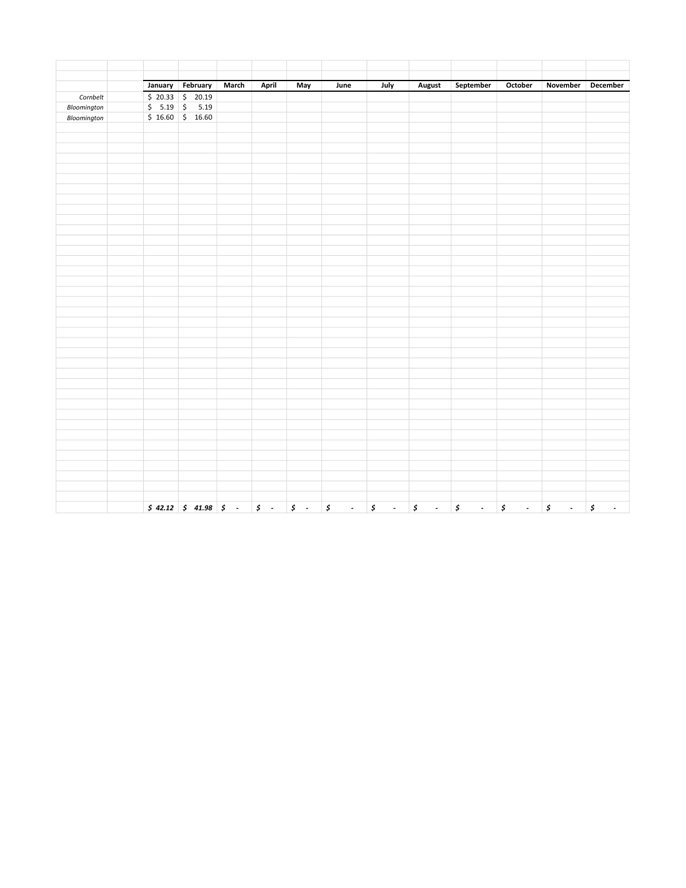| | | January | February | March | April | May | June | July | August | September | October | November | December |
|---|---|---|---|---|---|---|---|---|---|---|---|---|---|
| *Cornbelt* | | $ 20.33 | $ 20.19 | | | | | | | | | | |
| *Bloomington* | | $ 5.19 | $ 5.19 | | | | | | | | | | |
| *Bloomington* | | $ 16.60 | $ 16.60 | | | | | | | | | | |
| | | ***$ 42.12*** | ***$ 41.98*** | ***$ -*** | ***$ -*** | ***$ -*** | ***$ -*** | ***$ -*** | ***$ -*** | ***$ -*** | ***$ -*** | ***$ -*** | ***$ -*** |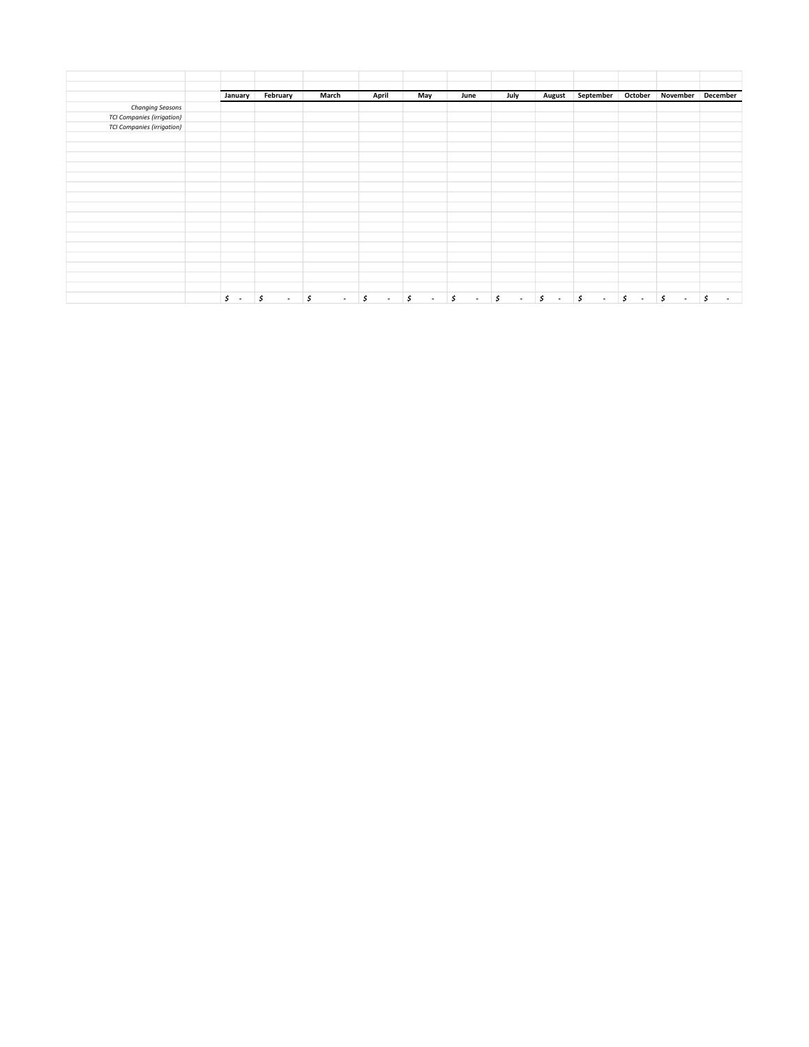| | | January | February | March | April | May | June | July | August | September | October | November | December |
|---|---|---|---|---|---|---|---|---|---|---|---|---|---|
| *Changing Seasons* | | | | | | | | | | | | | |
| *TCI Companies (irrigation)* | | | | | | | | | | | | | |
| *TCI Companies (irrigation)* | | | | | | | | | | | | | |
| | | $ - | $ - | $ - | $ - | $ - | $ - | $ - | $ - | $ - | $ - | $ - | $ - |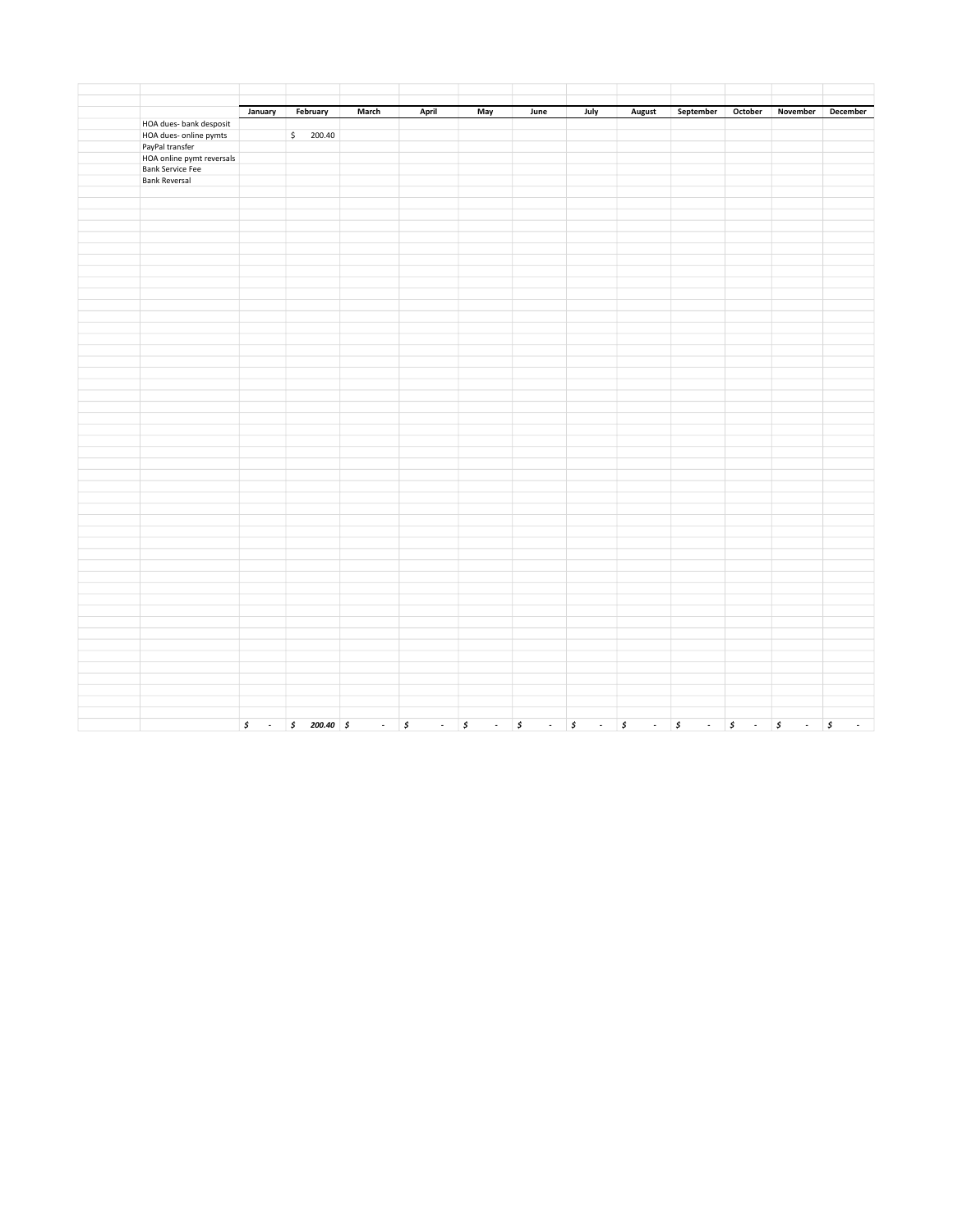| | January | February | March | April | May | June | July | August | September | October | November | December |
|---|---|---|---|---|---|---|---|---|---|---|---|---|
| HOA dues- bank desposit | | | | | | | | | | | | |
| HOA dues- online pymts | | $ 200.40 | | | | | | | | | | |
| PayPal transfer | | | | | | | | | | | | |
| HOA online pymt reversals | | | | | | | | | | | | |
| Bank Service Fee | | | | | | | | | | | | |
| Bank Reversal | | | | | | | | | | | | |
| | *$ -* | *$ 200.40* | *$ -* | *$ -* | *$ -* | *$ -* | *$ -* | *$ -* | *$ -* | *$ -* | *$ -* | *$ -* |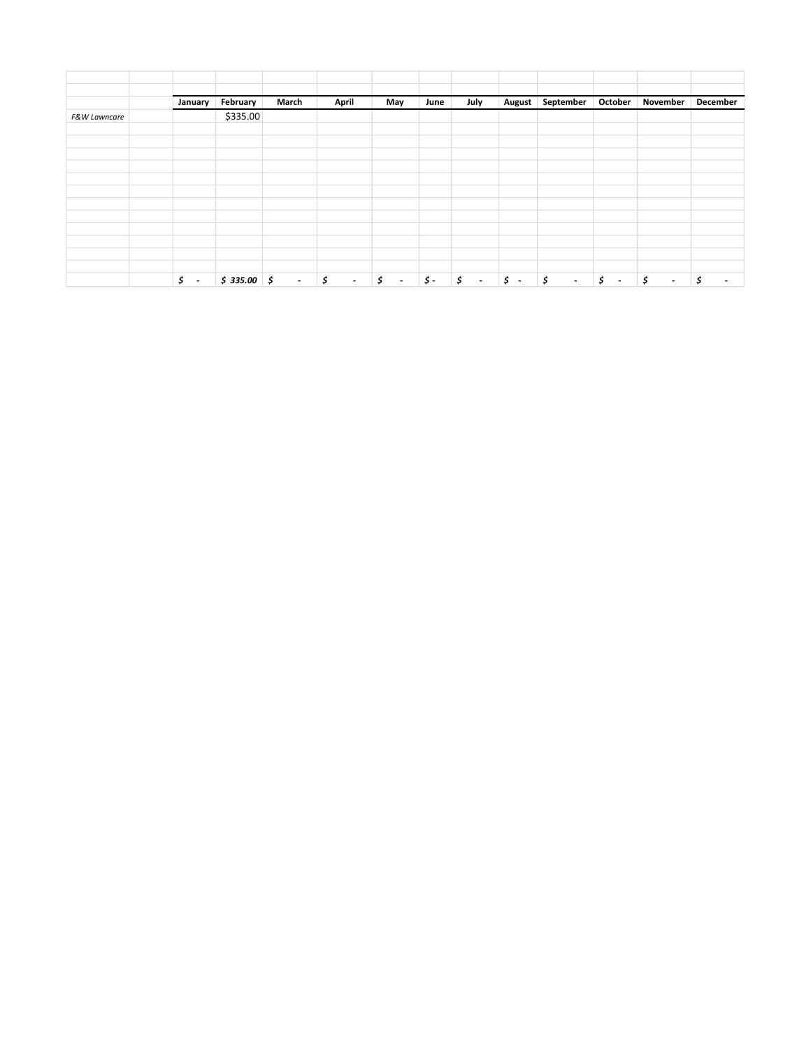| | | January | February | March | April | May | June | July | August | September | October | November | December |
|---|---|---|---|---|---|---|---|---|---|---|---|---|---|
| *F&W Lawncare* | | | $335.00 | | | | | | | | | | |
| | | | | | | | | | | | | | |
| | | | | | | | | | | | | | |
| | | | | | | | | | | | | | |
| | | | | | | | | | | | | | |
| | | | | | | | | | | | | | |
| | | | | | | | | | | | | | |
| | | | | | | | | | | | | | |
| | | | | | | | | | | | | | |
| | | | | | | | | | | | | | |
| | | | | | | | | | | | | | |
| | | | | | | | | | | | | | |
| | | | | | | | | | | | | | |
| | | ***$ -*** | ***$ 335.00*** | ***$ -*** | ***$ -*** | ***$ -*** | ***$ -*** | ***$ -*** | ***$ -*** | ***$ -*** | ***$ -*** | ***$ -*** | ***$ -*** |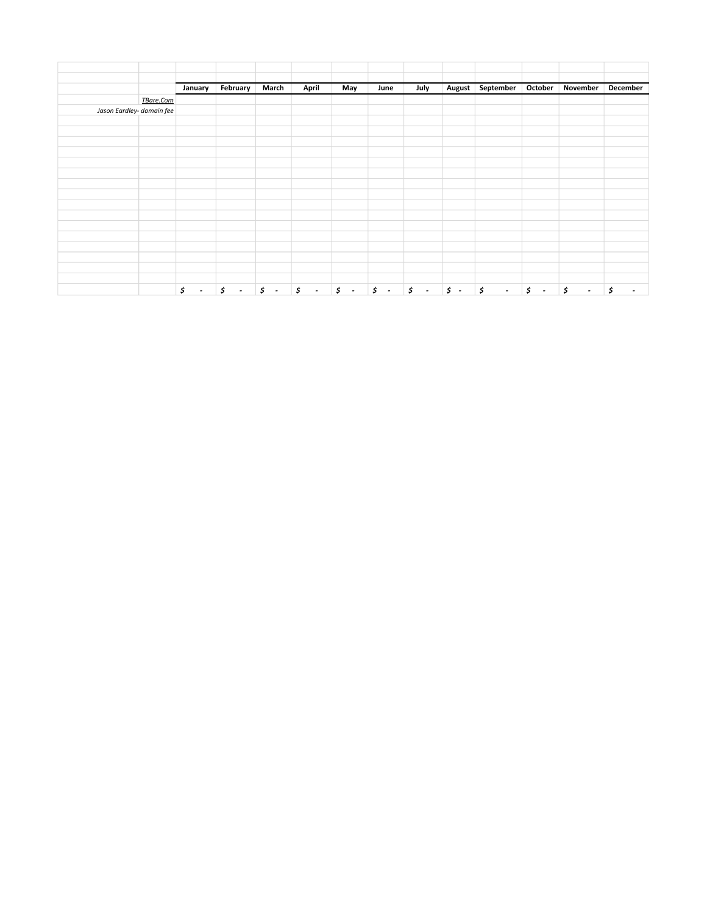| | | January | February | March | April | May | June | July | August | September | October | November | December |
|---|---|---|---|---|---|---|---|---|---|---|---|---|---|
| | *TBare.Com* | | | | | | | | | | | | |
| *Jason Eardley- domain fee* | | | | | | | | | | | | | |
| | | | | | | | | | | | | | |
| | | $ - | $ - | $ - | $ - | $ - | $ - | $ - | $ - | $ - | $ - | $ - | $ - |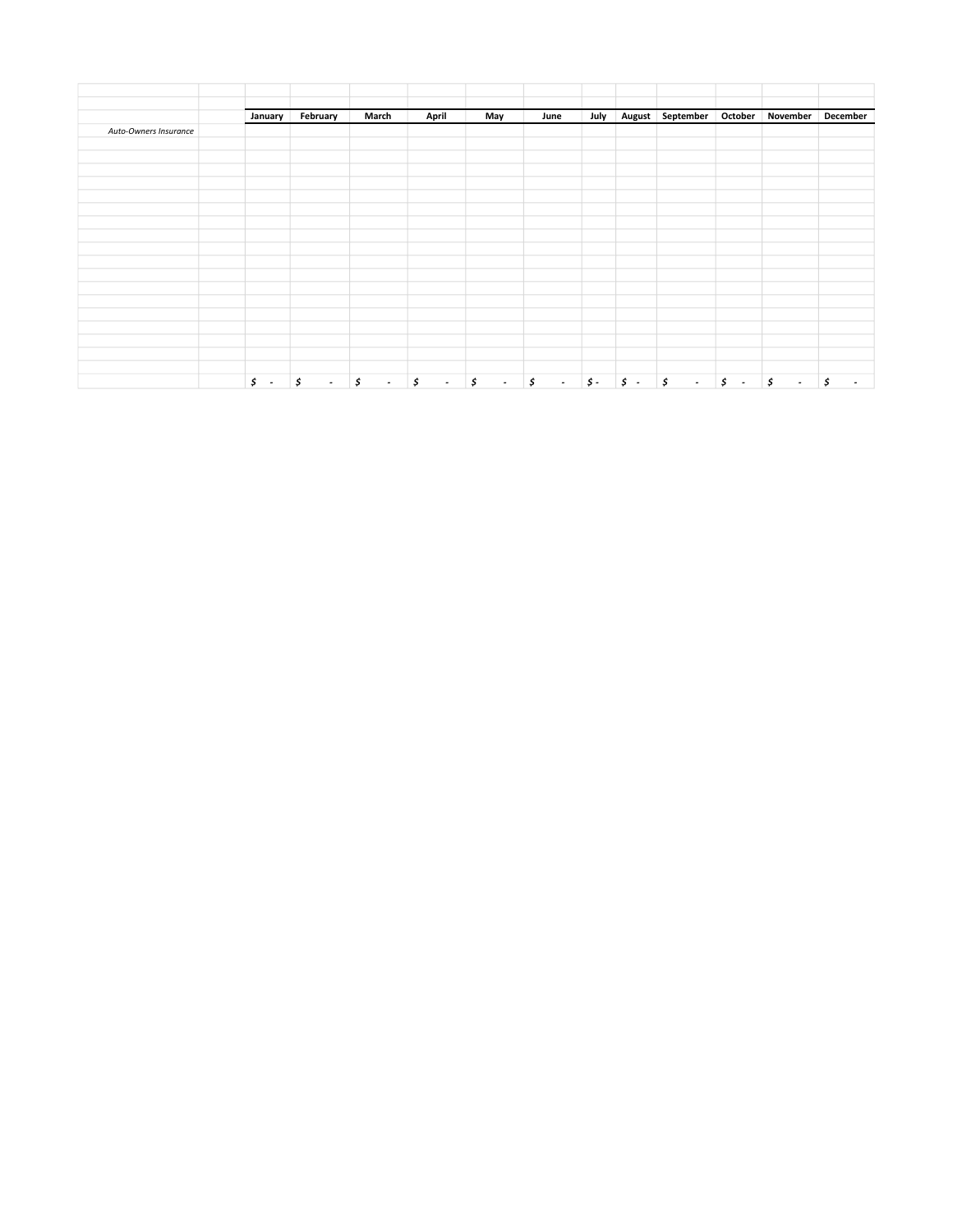| | | January | February | March | April | May | June | July | August | September | October | November | December |
|---|---|---|---|---|---|---|---|---|---|---|---|---|---|
| *Auto-Owners Insurance* | | | | | | | | | | | | | |
| | | | | | | | | | | | | | |
| | | | | | | | | | | | | | |
| | | | | | | | | | | | | | |
| | | | | | | | | | | | | | |
| | | | | | | | | | | | | | |
| | | | | | | | | | | | | | |
| | | | | | | | | | | | | | |
| | | | | | | | | | | | | | |
| | | | | | | | | | | | | | |
| | | | | | | | | | | | | | |
| | | | | | | | | | | | | | |
| | | | | | | | | | | | | | |
| | | | | | | | | | | | | | |
| | | | | | | | | | | | | | |
| | | | | | | | | | | | | | |
| | | | | | | | | | | | | | |
| | | | | | | | | | | | | | |
| | | | | | | | | | | | | | |
| | | *$ -* | *$ -* | *$ -* | *$ -* | *$ -* | *$ -* | *$ -* | *$ -* | *$ -* | *$ -* | *$ -* | *$ -* |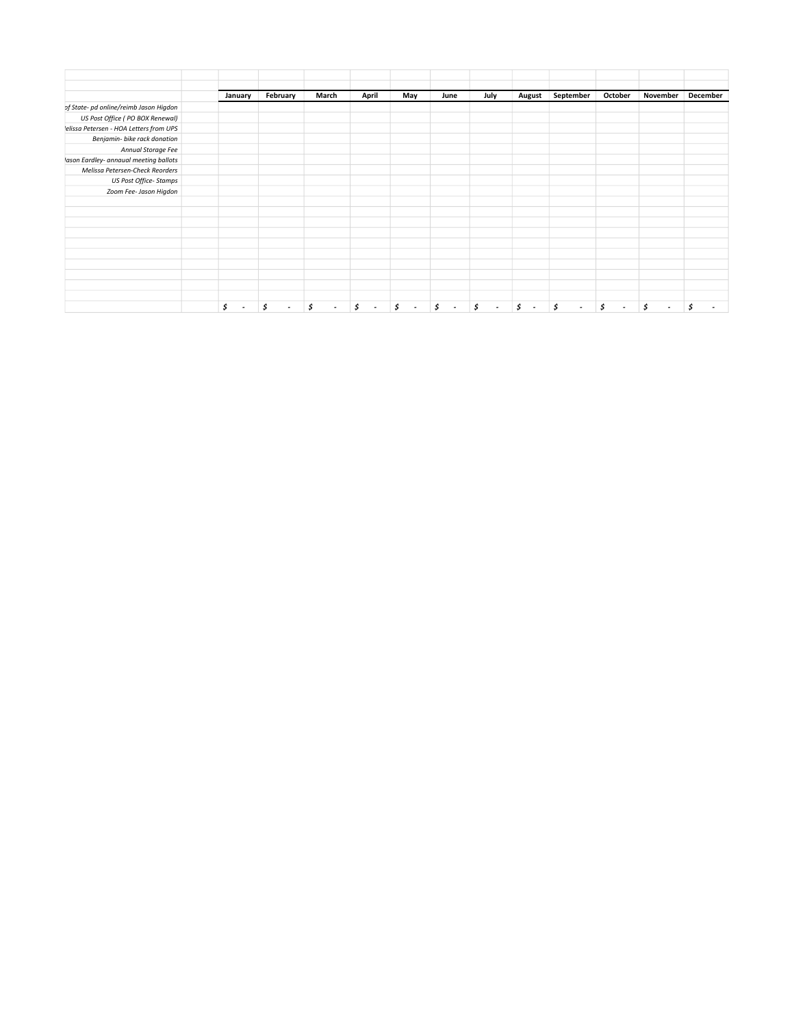| | | January | February | March | April | May | June | July | August | September | October | November | December |
|---|---|---|---|---|---|---|---|---|---|---|---|---|---|
| *of State- pd online/reimb Jason Higdon* | | | | | | | | | | | | | |
| *US Post Office ( PO BOX Renewal)* | | | | | | | | | | | | | |
| *lelissa Petersen - HOA Letters from UPS* | | | | | | | | | | | | | |
| *Benjamin- bike rack donation* | | | | | | | | | | | | | |
| *Annual Storage Fee* | | | | | | | | | | | | | |
| *lason Eardley- annaual meeting ballots* | | | | | | | | | | | | | |
| *Melissa Petersen-Check Reorders* | | | | | | | | | | | | | |
| *US Post Office- Stamps* | | | | | | | | | | | | | |
| *Zoom Fee- Jason Higdon* | | | | | | | | | | | | | |
| | | $ - | $ - | $ - | $ - | $ - | $ - | $ - | $ - | $ - | $ - | $ - | $ - |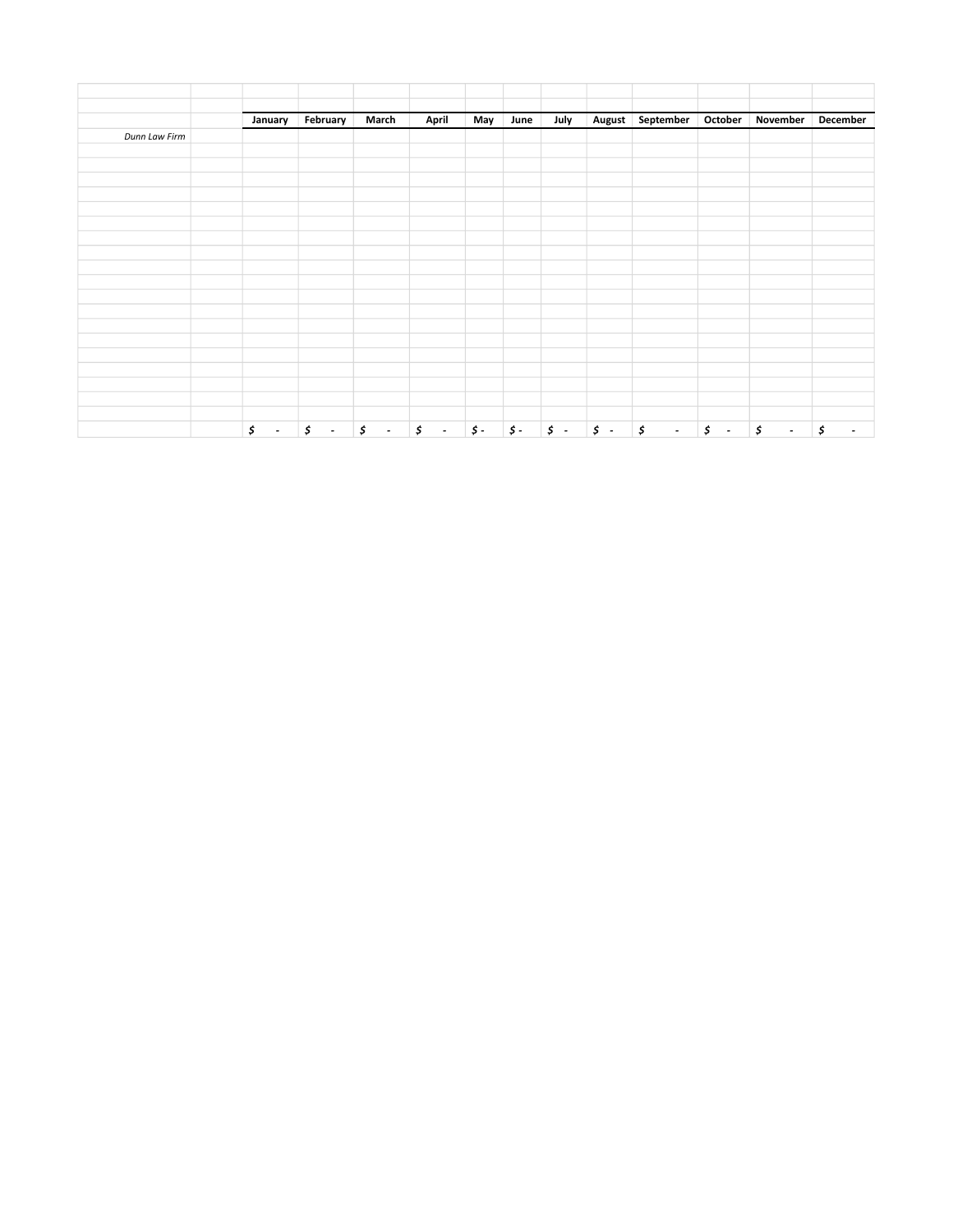| | | January | February | March | April | May | June | July | August | September | October | November | December |
|---|---|---|---|---|---|---|---|---|---|---|---|---|---|
| *Dunn Law Firm* | | | | | | | | | | | | | |
| | | | | | | | | | | | | | |
| | | | | | | | | | | | | | |
| | | | | | | | | | | | | | |
| | | | | | | | | | | | | | |
| | | | | | | | | | | | | | |
| | | | | | | | | | | | | | |
| | | | | | | | | | | | | | |
| | | | | | | | | | | | | | |
| | | | | | | | | | | | | | |
| | | | | | | | | | | | | | |
| | | | | | | | | | | | | | |
| | | | | | | | | | | | | | |
| | | | | | | | | | | | | | |
| | | | | | | | | | | | | | |
| | | | | | | | | | | | | | |
| | | | | | | | | | | | | | |
| | | | | | | | | | | | | | |
| | | | | | | | | | | | | | |
| | | $ - | $ - | $ - | $ - | $ - | $ - | $ - | $ - | $ - | $ - | $ - | $ - |